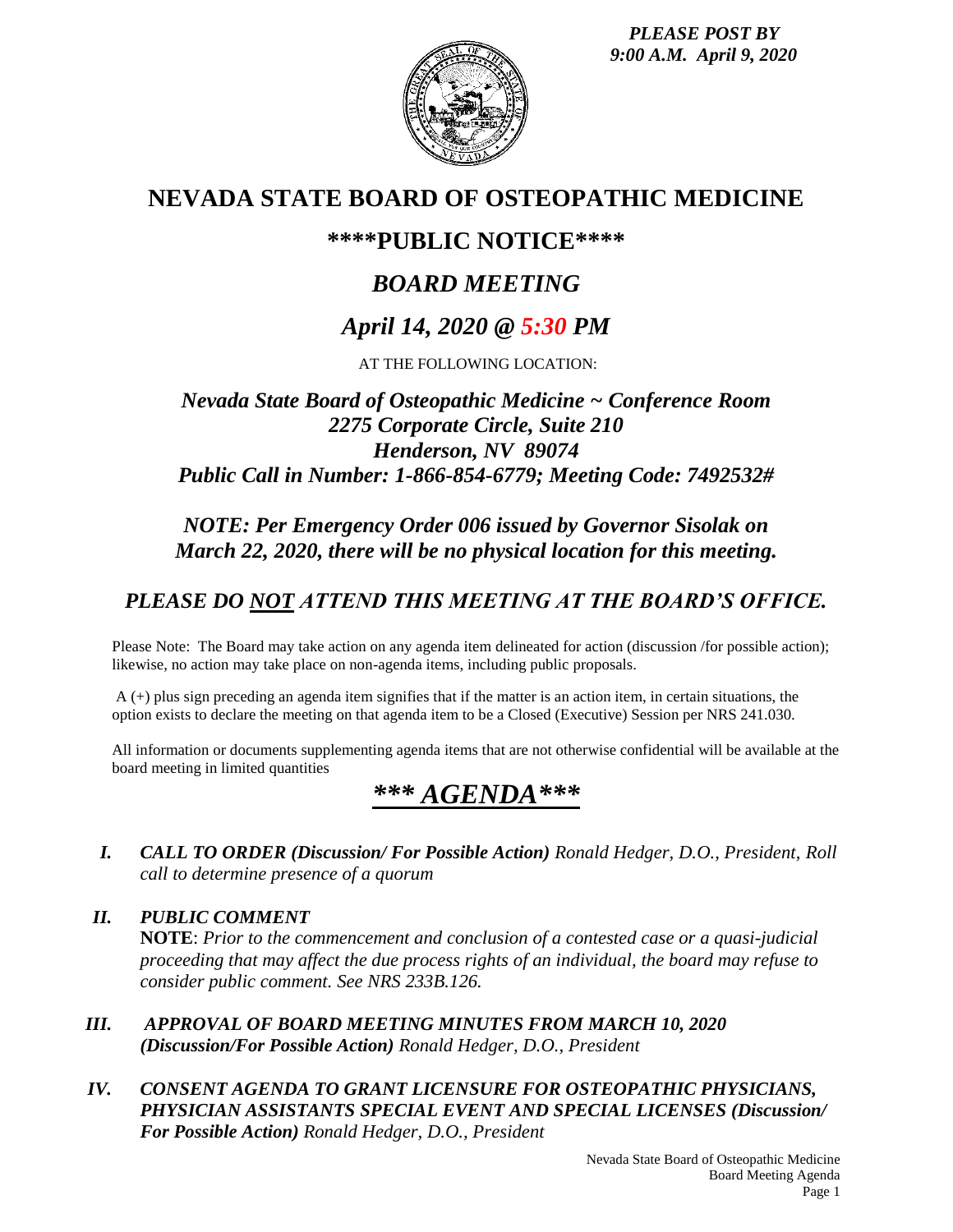*PLEASE POST BY*
*9:00 A.M. April 9, 2020*

# NEVADA STATE BOARD OF OSTEOPATHIC MEDICINE

## \*\*\*\*PUBLIC NOTICE\*\*\*\*

## *BOARD MEETING*

## *April 14, 2020 @ 5:30 PM*

AT THE FOLLOWING LOCATION:

### *Nevada State Board of Osteopathic Medicine ~ Conference Room*
### *2275 Corporate Circle, Suite 210*
### *Henderson, NV 89074*
### *Public Call in Number: 1-866-854-6779; Meeting Code: 7492532#*

### *NOTE: Per Emergency Order 006 issued by Governor Sisolak on March 22, 2020, there will be no physical location for this meeting.*

### *PLEASE DO NOT ATTEND THIS MEETING AT THE BOARD'S OFFICE.*

Please Note: The Board may take action on any agenda item delineated for action (discussion /for possible action); likewise, no action may take place on non-agenda items, including public proposals.

A (+) plus sign preceding an agenda item signifies that if the matter is an action item, in certain situations, the option exists to declare the meeting on that agenda item to be a Closed (Executive) Session per NRS 241.030.

All information or documents supplementing agenda items that are not otherwise confidential will be available at the board meeting in limited quantities

# *\*\*\* AGENDA\*\*\**

*I.* ***CALL TO ORDER (Discussion/ For Possible Action)*** *Ronald Hedger, D.O., President, Roll call to determine presence of a quorum*

*II.* ***PUBLIC COMMENT***
**NOTE**: *Prior to the commencement and conclusion of a contested case or a quasi-judicial proceeding that may affect the due process rights of an individual, the board may refuse to consider public comment. See NRS 233B.126.*

*III.* ***APPROVAL OF BOARD MEETING MINUTES FROM MARCH 10, 2020 (Discussion/For Possible Action)*** *Ronald Hedger, D.O., President*

*IV.* ***CONSENT AGENDA TO GRANT LICENSURE FOR OSTEOPATHIC PHYSICIANS, PHYSICIAN ASSISTANTS SPECIAL EVENT AND SPECIAL LICENSES (Discussion/ For Possible Action)*** *Ronald Hedger, D.O., President*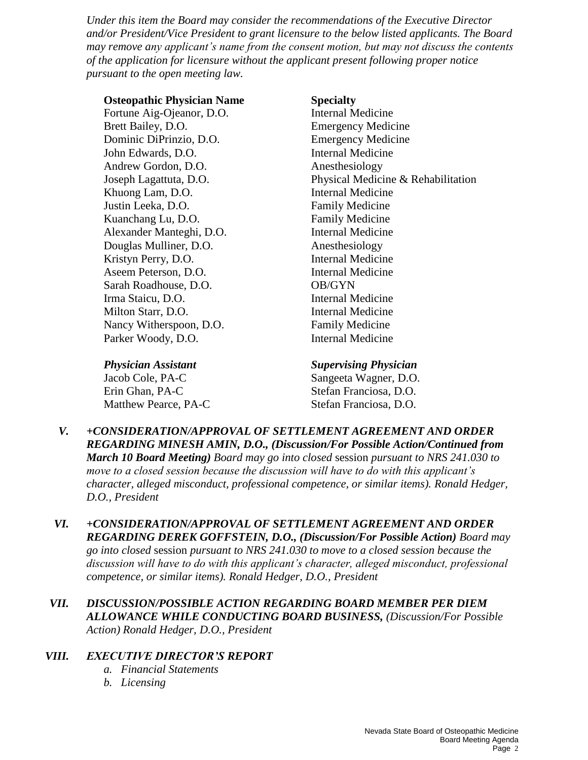*Under this item the Board may consider the recommendations of the Executive Director and/or President/Vice President to grant licensure to the below listed applicants. The Board may remove any applicant's name from the consent motion, but may not discuss the contents of the application for licensure without the applicant present following proper notice pursuant to the open meeting law.*

| **Osteopathic Physician Name** | **Specialty** |
|---|---|
| Fortune Aig-Ojeanor, D.O. | Internal Medicine |
| Brett Bailey, D.O. | Emergency Medicine |
| Dominic DiPrinzio, D.O. | Emergency Medicine |
| John Edwards, D.O. | Internal Medicine |
| Andrew Gordon, D.O. | Anesthesiology |
| Joseph Lagattuta, D.O. | Physical Medicine & Rehabilitation |
| Khuong Lam, D.O. | Internal Medicine |
| Justin Leeka, D.O. | Family Medicine |
| Kuanchang Lu, D.O. | Family Medicine |
| Alexander Manteghi, D.O. | Internal Medicine |
| Douglas Mulliner, D.O. | Anesthesiology |
| Kristyn Perry, D.O. | Internal Medicine |
| Aseem Peterson, D.O. | Internal Medicine |
| Sarah Roadhouse, D.O. | OB/GYN |
| Irma Staicu, D.O. | Internal Medicine |
| Milton Starr, D.O. | Internal Medicine |
| Nancy Witherspoon, D.O. | Family Medicine |
| Parker Woody, D.O. | Internal Medicine |

| ***Physician Assistant*** | ***Supervising Physician*** |
|---|---|
| Jacob Cole, PA-C | Sangeeta Wagner, D.O. |
| Erin Ghan, PA-C | Stefan Franciosa, D.O. |
| Matthew Pearce, PA-C | Stefan Franciosa, D.O. |

*V.* ***+CONSIDERATION/APPROVAL OF SETTLEMENT AGREEMENT AND ORDER REGARDING MINESH AMIN, D.O., (Discussion/For Possible Action/Continued from March 10 Board Meeting)*** *Board may go into closed session pursuant to NRS 241.030 to move to a closed session because the discussion will have to do with this applicant's character, alleged misconduct, professional competence, or similar items). Ronald Hedger, D.O., President*

*VI.* ***+CONSIDERATION/APPROVAL OF SETTLEMENT AGREEMENT AND ORDER REGARDING DEREK GOFFSTEIN, D.O., (Discussion/For Possible Action)*** *Board may go into closed session pursuant to NRS 241.030 to move to a closed session because the discussion will have to do with this applicant's character, alleged misconduct, professional competence, or similar items). Ronald Hedger, D.O., President*

*VII.* ***DISCUSSION/POSSIBLE ACTION REGARDING BOARD MEMBER PER DIEM ALLOWANCE WHILE CONDUCTING BOARD BUSINESS,*** *(Discussion/For Possible Action) Ronald Hedger, D.O., President*

*VIII.* ***EXECUTIVE DIRECTOR'S REPORT***

*a. Financial Statements*
*b. Licensing*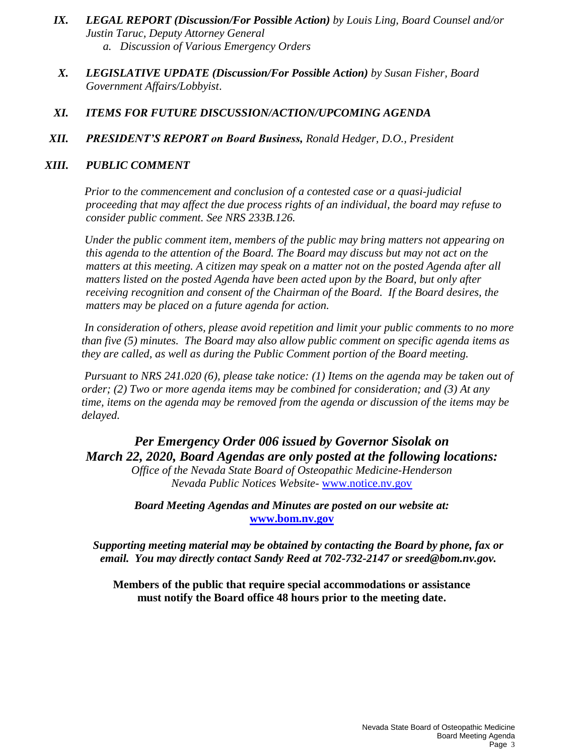*IX.* ***LEGAL REPORT (Discussion/For Possible Action)*** *by Louis Ling, Board Counsel and/or Justin Taruc, Deputy Attorney General*

*a. Discussion of Various Emergency Orders*

*X.* ***LEGISLATIVE UPDATE (Discussion/For Possible Action)*** *by Susan Fisher, Board Government Affairs/Lobbyist.*

*XI.* ***ITEMS FOR FUTURE DISCUSSION/ACTION/UPCOMING AGENDA***

*XII.* ***PRESIDENT'S REPORT on Board Business,*** *Ronald Hedger, D.O., President*

*XIII.* ***PUBLIC COMMENT***

*Prior to the commencement and conclusion of a contested case or a quasi-judicial proceeding that may affect the due process rights of an individual, the board may refuse to consider public comment. See NRS 233B.126.*

*Under the public comment item, members of the public may bring matters not appearing on this agenda to the attention of the Board. The Board may discuss but may not act on the matters at this meeting. A citizen may speak on a matter not on the posted Agenda after all matters listed on the posted Agenda have been acted upon by the Board, but only after receiving recognition and consent of the Chairman of the Board. If the Board desires, the matters may be placed on a future agenda for action.*

*In consideration of others, please avoid repetition and limit your public comments to no more than five (5) minutes. The Board may also allow public comment on specific agenda items as they are called, as well as during the Public Comment portion of the Board meeting.*

*Pursuant to NRS 241.020 (6), please take notice: (1) Items on the agenda may be taken out of order; (2) Two or more agenda items may be combined for consideration; and (3) At any time, items on the agenda may be removed from the agenda or discussion of the items may be delayed.*

***Per Emergency Order 006 issued by Governor Sisolak on March 22, 2020, Board Agendas are only posted at the following locations:***

*Office of the Nevada State Board of Osteopathic Medicine-Henderson*

*Nevada Public Notices Website-* www.notice.nv.gov

***Board Meeting Agendas and Minutes are posted on our website at:***
**www.bom.nv.gov**

***Supporting meeting material may be obtained by contacting the Board by phone, fax or email. You may directly contact Sandy Reed at 702-732-2147 or sreed@bom.nv.gov.***

**Members of the public that require special accommodations or assistance must notify the Board office 48 hours prior to the meeting date.**